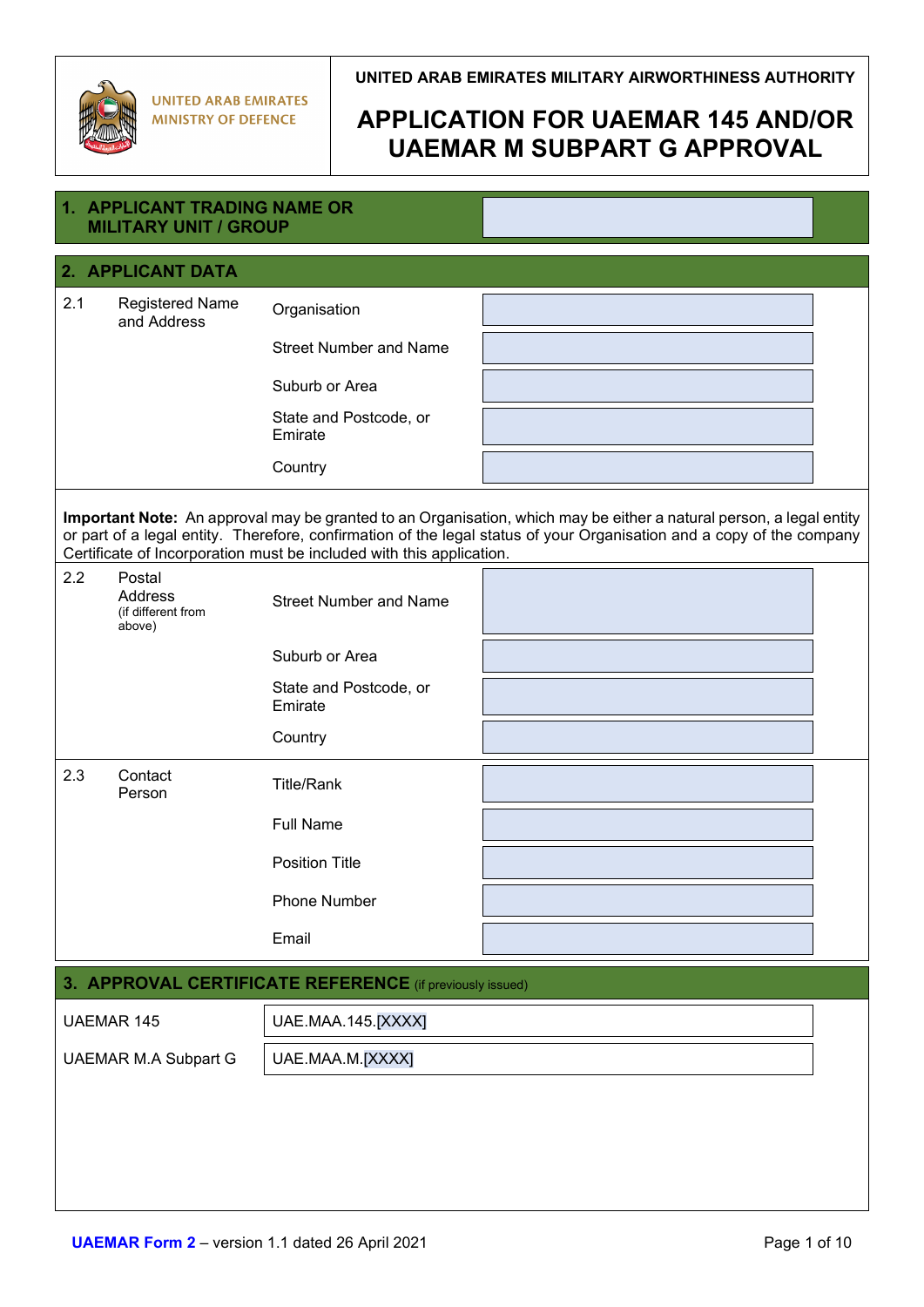UNITED ARAB EMIRATES
MINISTRY OF DEFENCE

UNITED ARAB EMIRATES MILITARY AIRWORTHINESS AUTHORITY

# APPLICATION FOR UAEMAR 145 AND/OR UAEMAR M SUBPART G APPROVAL

## 1. APPLICANT TRADING NAME OR MILITARY UNIT / GROUP

| | |
|---|---|
| | |

## 2. APPLICANT DATA

| | | | |
|---|---|---|---|
| 2.1 | Registered Name and Address | Organisation | |
| | | Street Number and Name | |
| | | Suburb or Area | |
| | | State and Postcode, or Emirate | |
| | | Country | |

**Important Note:** An approval may be granted to an Organisation, which may be either a natural person, a legal entity or part of a legal entity. Therefore, confirmation of the legal status of your Organisation and a copy of the company Certificate of Incorporation must be included with this application.

| | | | |
|---|---|---|---|
| 2.2 | Postal Address (if different from above) | Street Number and Name | |
| | | Suburb or Area | |
| | | State and Postcode, or Emirate | |
| | | Country | |
| 2.3 | Contact Person | Title/Rank | |
| | | Full Name | |
| | | Position Title | |
| | | Phone Number | |
| | | Email | |

## 3. APPROVAL CERTIFICATE REFERENCE (if previously issued)

| | |
|---|---|
| UAEMAR 145 | UAE.MAA.145.[XXXX] |
| UAEMAR M.A Subpart G | UAE.MAA.M.[XXXX] |

UAEMAR Form 2 – version 1.1 dated 26 April 2021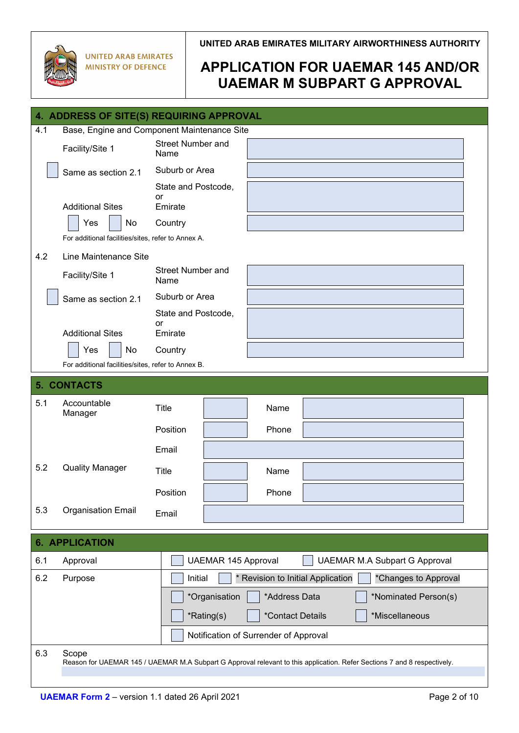UNITED ARAB EMIRATES MINISTRY OF DEFENCE

UNITED ARAB EMIRATES MILITARY AIRWORTHINESS AUTHORITY

# APPLICATION FOR UAEMAR 145 AND/OR UAEMAR M SUBPART G APPROVAL

## 4. ADDRESS OF SITE(S) REQUIRING APPROVAL

4.1 Base, Engine and Component Maintenance Site

| | | |
|---|---|---|
| Facility/Site 1 | Street Number and Name | |
| ☐ Same as section 2.1 | Suburb or Area | |
| Additional Sites | State and Postcode, or Emirate | |
| ☐ Yes ☐ No | Country | |

For additional facilities/sites, refer to Annex A.

4.2 Line Maintenance Site

| | | |
|---|---|---|
| Facility/Site 1 | Street Number and Name | |
| ☐ Same as section 2.1 | Suburb or Area | |
| Additional Sites | State and Postcode, or Emirate | |
| ☐ Yes ☐ No | Country | |

For additional facilities/sites, refer to Annex B.

## 5. CONTACTS

| | | | | | |
|---|---|---|---|---|---|
| 5.1 | Accountable Manager | Title | | Name | |
| | | Position | | Phone | |
| | | Email | | | |
| 5.2 | Quality Manager | Title | | Name | |
| | | Position | | Phone | |
| 5.3 | Organisation Email | Email | | | |

## 6. APPLICATION

| | | |
|---|---|---|
| 6.1 | Approval | ☐ UAEMAR 145 Approval ☐ UAEMAR M.A Subpart G Approval |
| 6.2 | Purpose | ☐ Initial ☐ * Revision to Initial Application ☐ *Changes to Approval |
| | | ☐ *Organisation ☐ *Address Data ☐ *Nominated Person(s) |
| | | ☐ *Rating(s) ☐ *Contact Details ☐ *Miscellaneous |
| | | ☐ Notification of Surrender of Approval |

6.3 Scope

Reason for UAEMAR 145 / UAEMAR M.A Subpart G Approval relevant to this application. Refer Sections 7 and 8 respectively.

UAEMAR Form 2 – version 1.1 dated 26 April 2021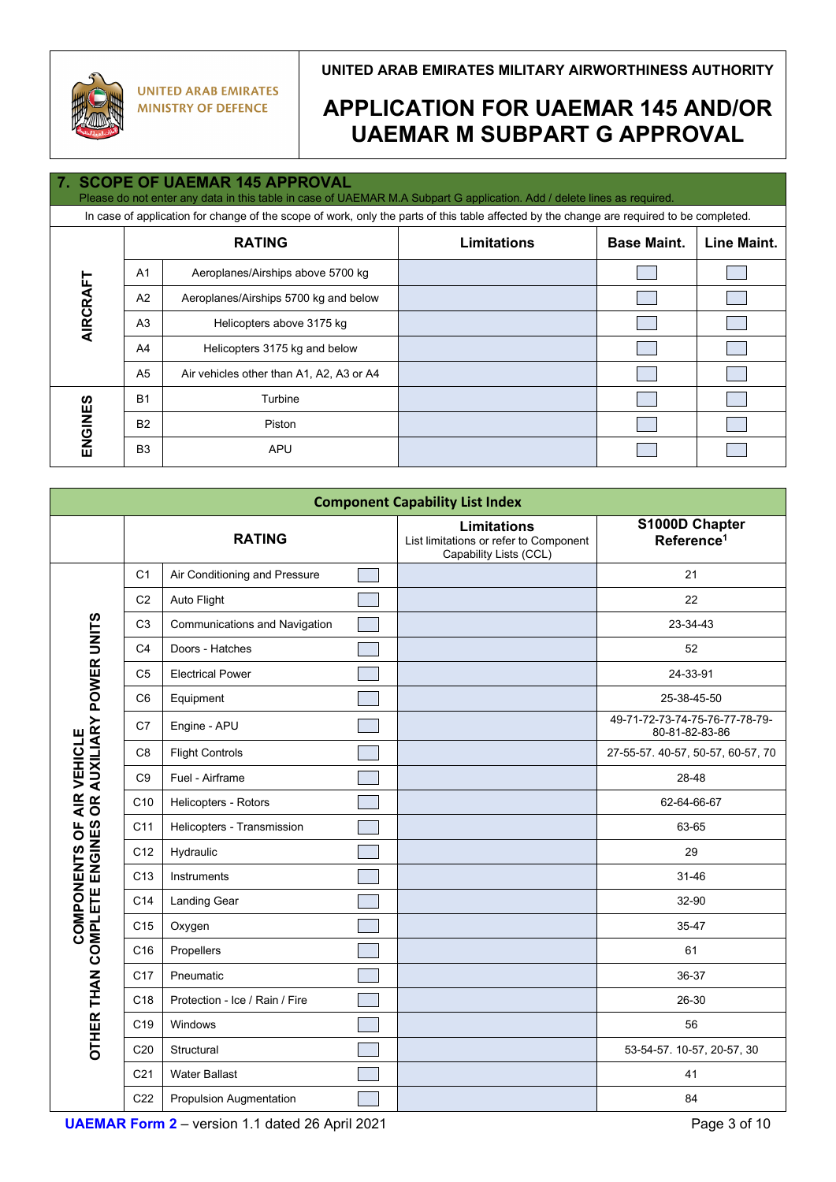UNITED ARAB EMIRATES MINISTRY OF DEFENCE

UNITED ARAB EMIRATES MILITARY AIRWORTHINESS AUTHORITY

# APPLICATION FOR UAEMAR 145 AND/OR UAEMAR M SUBPART G APPROVAL

## 7. SCOPE OF UAEMAR 145 APPROVAL

Please do not enter any data in this table in case of UAEMAR M.A Subpart G application. Add / delete lines as required.

In case of application for change of the scope of work, only the parts of this table affected by the change are required to be completed.

| | RATING | | Limitations | Base Maint. | Line Maint. |
|---|---|---|---|---|---|
| AIRCRAFT | A1 | Aeroplanes/Airships above 5700 kg | | ☐ | ☐ |
| | A2 | Aeroplanes/Airships 5700 kg and below | | ☐ | ☐ |
| | A3 | Helicopters above 3175 kg | | ☐ | ☐ |
| | A4 | Helicopters 3175 kg and below | | ☐ | ☐ |
| | A5 | Air vehicles other than A1, A2, A3 or A4 | | ☐ | ☐ |
| ENGINES | B1 | Turbine | | ☐ | ☐ |
| | B2 | Piston | | ☐ | ☐ |
| | B3 | APU | | ☐ | ☐ |

**Component Capability List Index**

| | RATING | | | Limitations<br>List limitations or refer to Component Capability Lists (CCL) | S1000D Chapter Reference[1] |
|---|---|---|---|---|---|
| OTHER THAN COMPLETE ENGINES OR AUXILIARY POWER UNITS COMPONENTS OF AIR VEHICLE | C1 | Air Conditioning and Pressure | ☐ | | 21 |
| | C2 | Auto Flight | ☐ | | 22 |
| | C3 | Communications and Navigation | ☐ | | 23-34-43 |
| | C4 | Doors - Hatches | ☐ | | 52 |
| | C5 | Electrical Power | ☐ | | 24-33-91 |
| | C6 | Equipment | ☐ | | 25-38-45-50 |
| | C7 | Engine - APU | ☐ | | 49-71-72-73-74-75-76-77-78-79-80-81-82-83-86 |
| | C8 | Flight Controls | ☐ | | 27-55-57. 40-57, 50-57, 60-57, 70 |
| | C9 | Fuel - Airframe | ☐ | | 28-48 |
| | C10 | Helicopters - Rotors | ☐ | | 62-64-66-67 |
| | C11 | Helicopters - Transmission | ☐ | | 63-65 |
| | C12 | Hydraulic | ☐ | | 29 |
| | C13 | Instruments | ☐ | | 31-46 |
| | C14 | Landing Gear | ☐ | | 32-90 |
| | C15 | Oxygen | ☐ | | 35-47 |
| | C16 | Propellers | ☐ | | 61 |
| | C17 | Pneumatic | ☐ | | 36-37 |
| | C18 | Protection - Ice / Rain / Fire | ☐ | | 26-30 |
| | C19 | Windows | ☐ | | 56 |
| | C20 | Structural | ☐ | | 53-54-57. 10-57, 20-57, 30 |
| | C21 | Water Ballast | ☐ | | 41 |
| | C22 | Propulsion Augmentation | ☐ | | 84 |

**UAEMAR Form 2** – version 1.1 dated 26 April 2021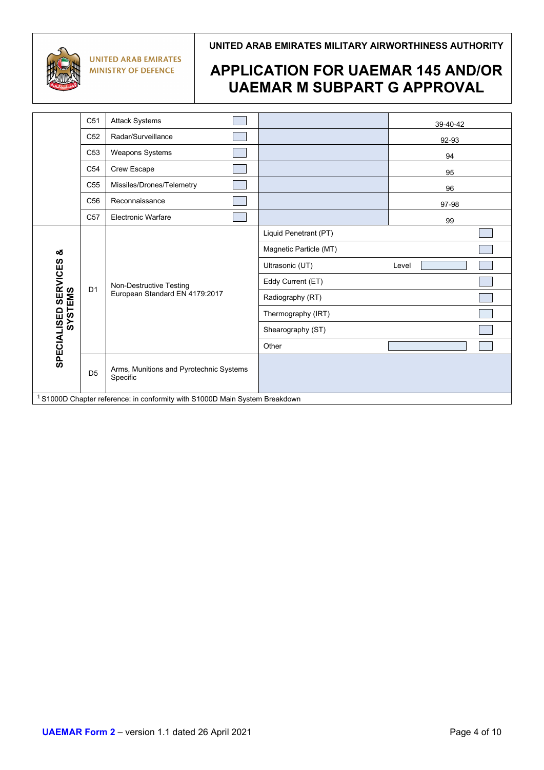| | | | | | |
|---|---|---|---|---|---|
| | C51 | Attack Systems | ☐ | | 39-40-42 |
| | C52 | Radar/Surveillance | ☐ | | 92-93 |
| | C53 | Weapons Systems | ☐ | | 94 |
| | C54 | Crew Escape | ☐ | | 95 |
| | C55 | Missiles/Drones/Telemetry | ☐ | | 96 |
| | C56 | Reconnaissance | ☐ | | 97-98 |
| | C57 | Electronic Warfare | ☐ | | 99 |
| **SPECIALISED SERVICES & SYSTEMS** | D1 | Non-Destructive Testing European Standard EN 4179:2017 | | Liquid Penetrant (PT) | ☐ |
| | | | | Magnetic Particle (MT) | ☐ |
| | | | | Ultrasonic (UT) Level ☐ | ☐ |
| | | | | Eddy Current (ET) | ☐ |
| | | | | Radiography (RT) | ☐ |
| | | | | Thermography (IRT) | ☐ |
| | | | | Shearography (ST) | ☐ |
| | | | | Other ☐ | ☐ |
| | D5 | Arms, Munitions and Pyrotechnic Systems Specific | | | |

[1] S1000D Chapter reference: in conformity with S1000D Main System Breakdown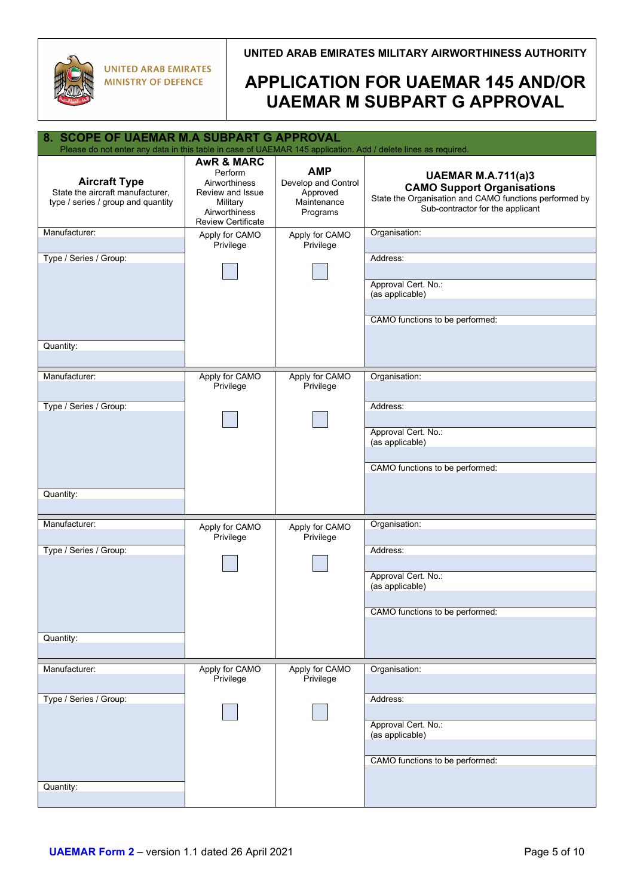UNITED ARAB EMIRATES
MINISTRY OF DEFENCE

UNITED ARAB EMIRATES MILITARY AIRWORTHINESS AUTHORITY

# APPLICATION FOR UAEMAR 145 AND/OR UAEMAR M SUBPART G APPROVAL

## 8. SCOPE OF UAEMAR M.A SUBPART G APPROVAL

Please do not enter any data in this table in case of UAEMAR 145 application. Add / delete lines as required.

| **Aircraft Type** State the aircraft manufacturer, type / series / group and quantity | **AwR & MARC** Perform Airworthiness Review and Issue Military Airworthiness Review Certificate | **AMP** Develop and Control Approved Maintenance Programs | **UAEMAR M.A.711(a)3 CAMO Support Organisations** State the Organisation and CAMO functions performed by Sub-contractor for the applicant |
|---|---|---|---|
| Manufacturer: | Apply for CAMO Privilege ☐ | Apply for CAMO Privilege ☐ | Organisation: |
| Type / Series / Group: | | | Address: |
| | | | Approval Cert. No.: (as applicable) |
| Quantity: | | | CAMO functions to be performed: |
| Manufacturer: | Apply for CAMO Privilege ☐ | Apply for CAMO Privilege ☐ | Organisation: |
| Type / Series / Group: | | | Address: |
| | | | Approval Cert. No.: (as applicable) |
| Quantity: | | | CAMO functions to be performed: |
| Manufacturer: | Apply for CAMO Privilege ☐ | Apply for CAMO Privilege ☐ | Organisation: |
| Type / Series / Group: | | | Address: |
| | | | Approval Cert. No.: (as applicable) |
| Quantity: | | | CAMO functions to be performed: |
| Manufacturer: | Apply for CAMO Privilege ☐ | Apply for CAMO Privilege ☐ | Organisation: |
| Type / Series / Group: | | | Address: |
| | | | Approval Cert. No.: (as applicable) |
| Quantity: | | | CAMO functions to be performed: |

**UAEMAR Form 2** – version 1.1 dated 26 April 2021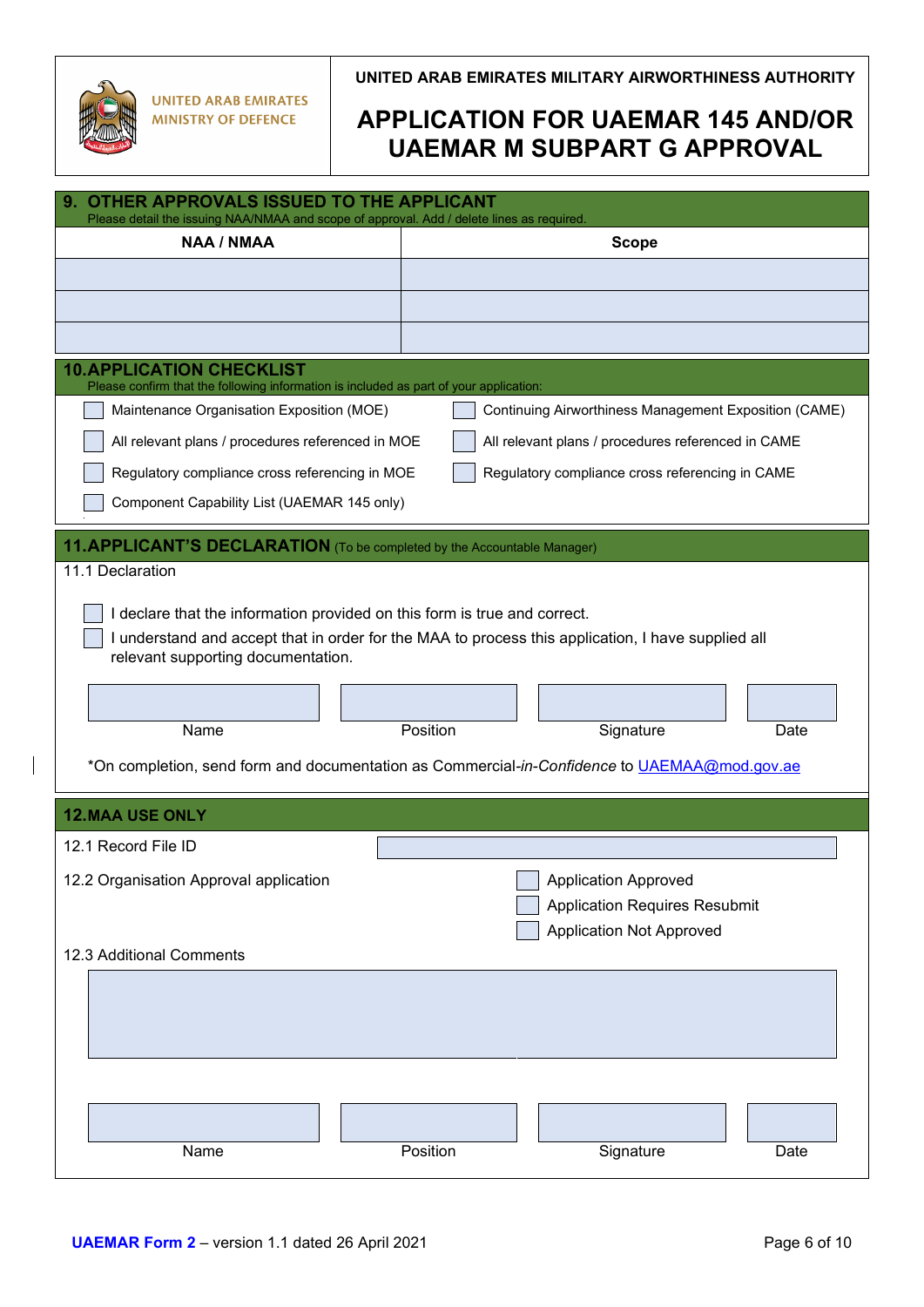UNITED ARAB EMIRATES MINISTRY OF DEFENCE

UNITED ARAB EMIRATES MILITARY AIRWORTHINESS AUTHORITY

# APPLICATION FOR UAEMAR 145 AND/OR UAEMAR M SUBPART G APPROVAL

## 9. OTHER APPROVALS ISSUED TO THE APPLICANT

Please detail the issuing NAA/NMAA and scope of approval. Add / delete lines as required.

| NAA / NMAA | Scope |
|---|---|
| | |
| | |
| | |

## 10. APPLICATION CHECKLIST

Please confirm that the following information is included as part of your application:

- ☐ Maintenance Organisation Exposition (MOE)
- ☐ All relevant plans / procedures referenced in MOE
- ☐ Regulatory compliance cross referencing in MOE
- ☐ Component Capability List (UAEMAR 145 only)
- ☐ Continuing Airworthiness Management Exposition (CAME)
- ☐ All relevant plans / procedures referenced in CAME
- ☐ Regulatory compliance cross referencing in CAME

## 11. APPLICANT'S DECLARATION (To be completed by the Accountable Manager)

11.1 Declaration

- ☐ I declare that the information provided on this form is true and correct.
- ☐ I understand and accept that in order for the MAA to process this application, I have supplied all relevant supporting documentation.

| Name | Position | Signature | Date |
|---|---|---|---|
| | | | |

*On completion, send form and documentation as Commercial-*in-Confidence* to UAEMAA@mod.gov.ae

## 12. MAA USE ONLY

12.1 Record File ID

12.2 Organisation Approval application

- ☐ Application Approved
- ☐ Application Requires Resubmit
- ☐ Application Not Approved

12.3 Additional Comments

| Name | Position | Signature | Date |
|---|---|---|---|
| | | | |

**UAEMAR Form 2** – version 1.1 dated 26 April 2021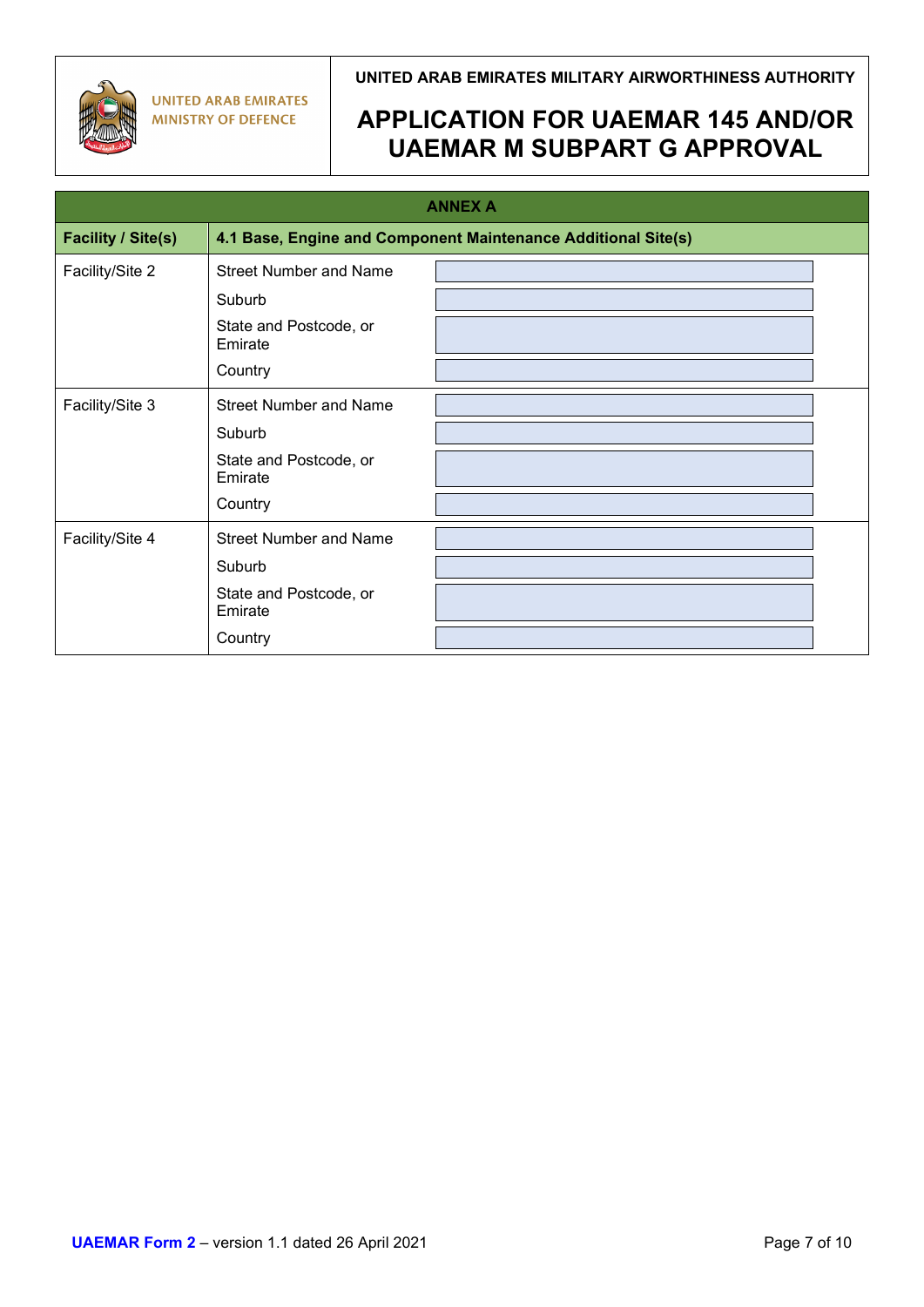| ANNEX A | | |
| --- | --- | --- |
| **Facility / Site(s)** | **4.1 Base, Engine and Component Maintenance Additional Site(s)** | |
| Facility/Site 2 | Street Number and Name | |
| | Suburb | |
| | State and Postcode, or Emirate | |
| | Country | |
| Facility/Site 3 | Street Number and Name | |
| | Suburb | |
| | State and Postcode, or Emirate | |
| | Country | |
| Facility/Site 4 | Street Number and Name | |
| | Suburb | |
| | State and Postcode, or Emirate | |
| | Country | |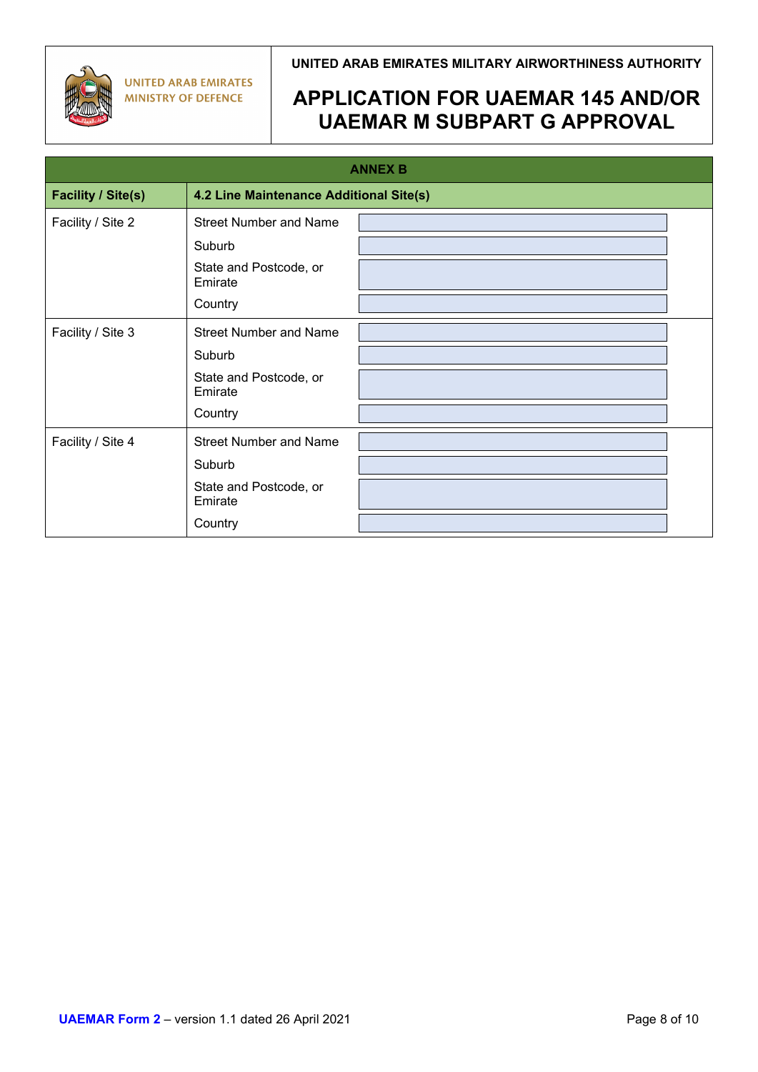## ANNEX B

| Facility / Site(s) | 4.2 Line Maintenance Additional Site(s) | |
|---|---|---|
| Facility / Site 2 | Street Number and Name | |
| | Suburb | |
| | State and Postcode, or Emirate | |
| | Country | |
| Facility / Site 3 | Street Number and Name | |
| | Suburb | |
| | State and Postcode, or Emirate | |
| | Country | |
| Facility / Site 4 | Street Number and Name | |
| | Suburb | |
| | State and Postcode, or Emirate | |
| | Country | |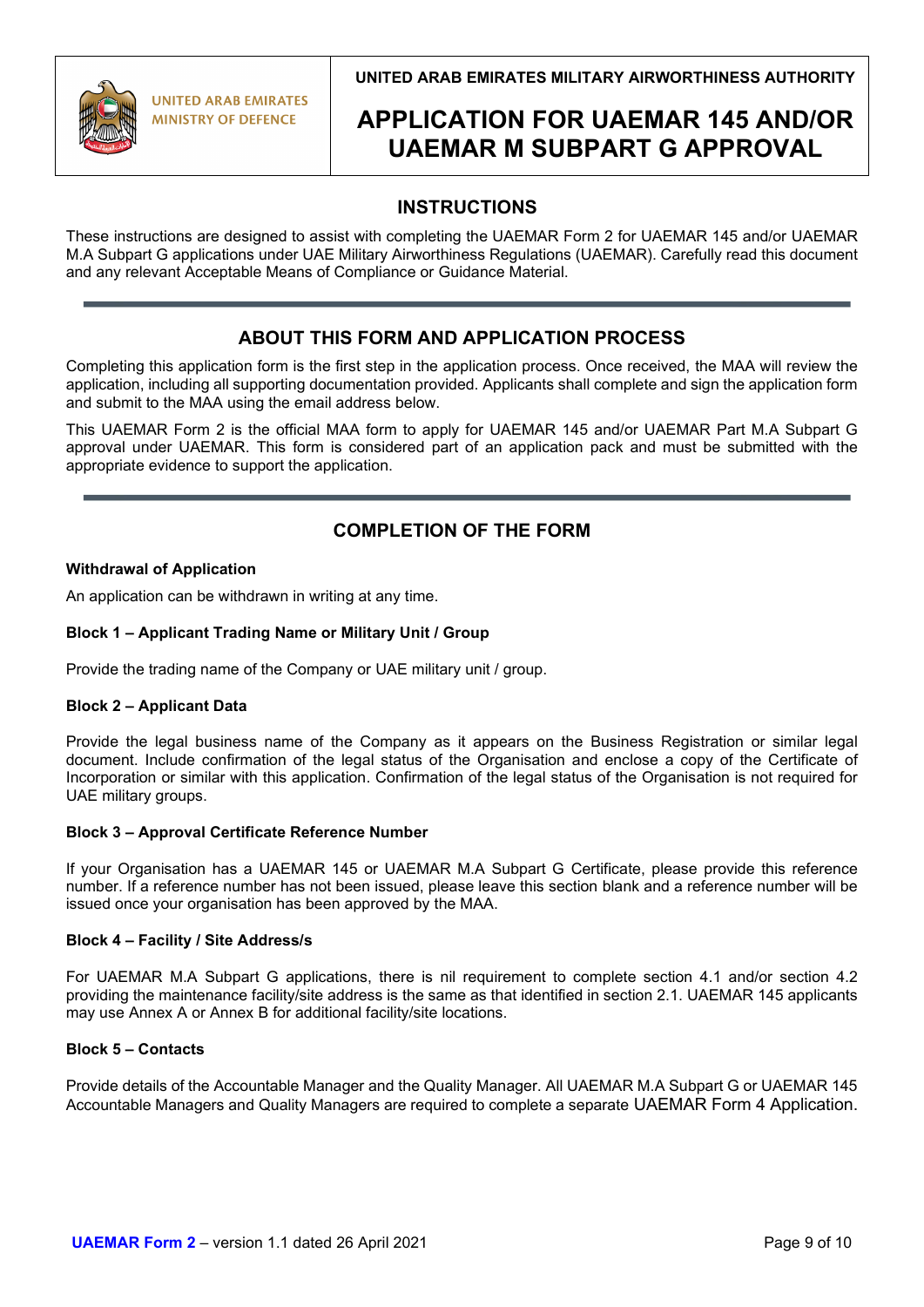UNITED ARAB EMIRATES
MINISTRY OF DEFENCE

UNITED ARAB EMIRATES MILITARY AIRWORTHINESS AUTHORITY

# APPLICATION FOR UAEMAR 145 AND/OR UAEMAR M SUBPART G APPROVAL

## INSTRUCTIONS

These instructions are designed to assist with completing the UAEMAR Form 2 for UAEMAR 145 and/or UAEMAR M.A Subpart G applications under UAE Military Airworthiness Regulations (UAEMAR). Carefully read this document and any relevant Acceptable Means of Compliance or Guidance Material.

---

## ABOUT THIS FORM AND APPLICATION PROCESS

Completing this application form is the first step in the application process. Once received, the MAA will review the application, including all supporting documentation provided. Applicants shall complete and sign the application form and submit to the MAA using the email address below.

This UAEMAR Form 2 is the official MAA form to apply for UAEMAR 145 and/or UAEMAR Part M.A Subpart G approval under UAEMAR. This form is considered part of an application pack and must be submitted with the appropriate evidence to support the application.

---

## COMPLETION OF THE FORM

**Withdrawal of Application**

An application can be withdrawn in writing at any time.

**Block 1 – Applicant Trading Name or Military Unit / Group**

Provide the trading name of the Company or UAE military unit / group.

**Block 2 – Applicant Data**

Provide the legal business name of the Company as it appears on the Business Registration or similar legal document. Include confirmation of the legal status of the Organisation and enclose a copy of the Certificate of Incorporation or similar with this application. Confirmation of the legal status of the Organisation is not required for UAE military groups.

**Block 3 – Approval Certificate Reference Number**

If your Organisation has a UAEMAR 145 or UAEMAR M.A Subpart G Certificate, please provide this reference number. If a reference number has not been issued, please leave this section blank and a reference number will be issued once your organisation has been approved by the MAA.

**Block 4 – Facility / Site Address/s**

For UAEMAR M.A Subpart G applications, there is nil requirement to complete section 4.1 and/or section 4.2 providing the maintenance facility/site address is the same as that identified in section 2.1. UAEMAR 145 applicants may use Annex A or Annex B for additional facility/site locations.

**Block 5 – Contacts**

Provide details of the Accountable Manager and the Quality Manager. All UAEMAR M.A Subpart G or UAEMAR 145 Accountable Managers and Quality Managers are required to complete a separate UAEMAR Form 4 Application.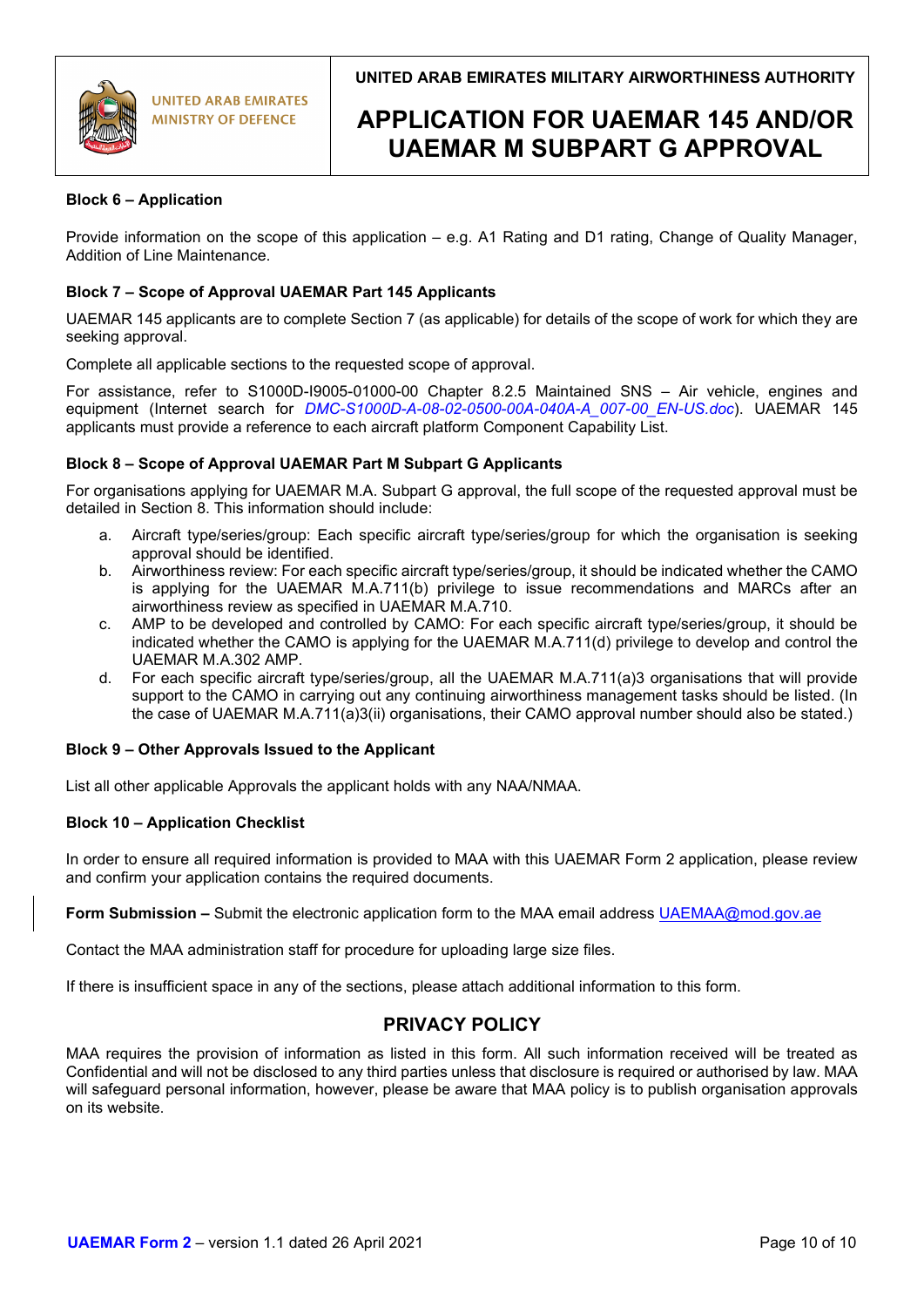**Block 6 – Application**

Provide information on the scope of this application – e.g. A1 Rating and D1 rating, Change of Quality Manager, Addition of Line Maintenance.

**Block 7 – Scope of Approval UAEMAR Part 145 Applicants**

UAEMAR 145 applicants are to complete Section 7 (as applicable) for details of the scope of work for which they are seeking approval.

Complete all applicable sections to the requested scope of approval.

For assistance, refer to S1000D-I9005-01000-00 Chapter 8.2.5 Maintained SNS – Air vehicle, engines and equipment (Internet search for *DMC-S1000D-A-08-02-0500-00A-040A-A_007-00_EN-US.doc*). UAEMAR 145 applicants must provide a reference to each aircraft platform Component Capability List.

**Block 8 – Scope of Approval UAEMAR Part M Subpart G Applicants**

For organisations applying for UAEMAR M.A. Subpart G approval, the full scope of the requested approval must be detailed in Section 8. This information should include:

a. Aircraft type/series/group: Each specific aircraft type/series/group for which the organisation is seeking approval should be identified.
b. Airworthiness review: For each specific aircraft type/series/group, it should be indicated whether the CAMO is applying for the UAEMAR M.A.711(b) privilege to issue recommendations and MARCs after an airworthiness review as specified in UAEMAR M.A.710.
c. AMP to be developed and controlled by CAMO: For each specific aircraft type/series/group, it should be indicated whether the CAMO is applying for the UAEMAR M.A.711(d) privilege to develop and control the UAEMAR M.A.302 AMP.
d. For each specific aircraft type/series/group, all the UAEMAR M.A.711(a)3 organisations that will provide support to the CAMO in carrying out any continuing airworthiness management tasks should be listed. (In the case of UAEMAR M.A.711(a)3(ii) organisations, their CAMO approval number should also be stated.)

**Block 9 – Other Approvals Issued to the Applicant**

List all other applicable Approvals the applicant holds with any NAA/NMAA.

**Block 10 – Application Checklist**

In order to ensure all required information is provided to MAA with this UAEMAR Form 2 application, please review and confirm your application contains the required documents.

**Form Submission –** Submit the electronic application form to the MAA email address UAEMAA@mod.gov.ae

Contact the MAA administration staff for procedure for uploading large size files.

If there is insufficient space in any of the sections, please attach additional information to this form.

## PRIVACY POLICY

MAA requires the provision of information as listed in this form. All such information received will be treated as Confidential and will not be disclosed to any third parties unless that disclosure is required or authorised by law. MAA will safeguard personal information, however, please be aware that MAA policy is to publish organisation approvals on its website.